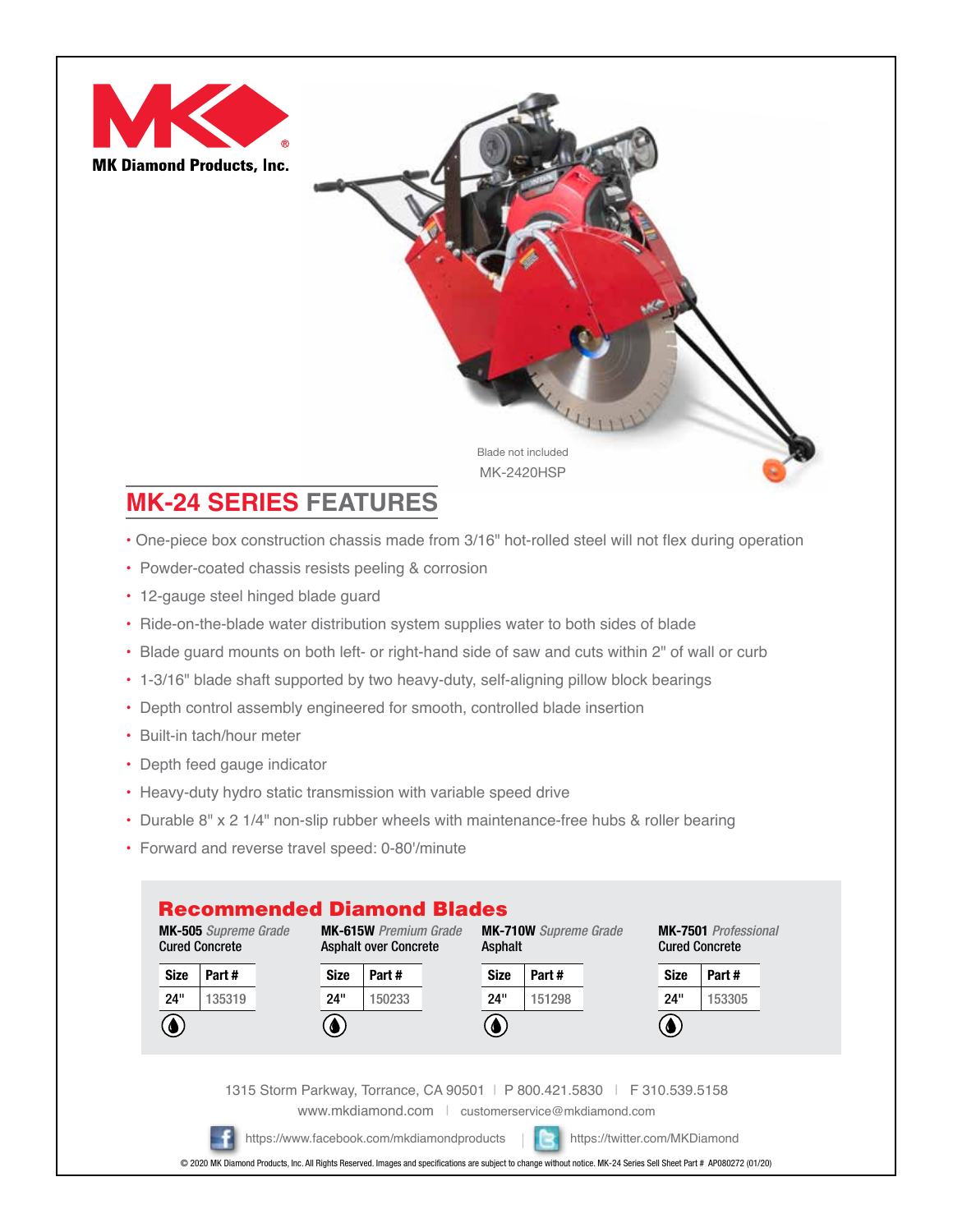MK Diamond Products, Inc.

Blade not included

MK-2420HSP

## MK-24 SERIES FEATURES

- One-piece box construction chassis made from 3/16" hot-rolled steel will not flex during operation
- Powder-coated chassis resists peeling & corrosion
- 12-gauge steel hinged blade guard
- Ride-on-the-blade water distribution system supplies water to both sides of blade
- Blade guard mounts on both left- or right-hand side of saw and cuts within 2" of wall or curb
- 1-3/16" blade shaft supported by two heavy-duty, self-aligning pillow block bearings
- Depth control assembly engineered for smooth, controlled blade insertion
- Built-in tach/hour meter
- Depth feed gauge indicator
- Heavy-duty hydro static transmission with variable speed drive
- Durable 8" x 2 1/4" non-slip rubber wheels with maintenance-free hubs & roller bearing
- Forward and reverse travel speed: 0-80'/minute

### Recommended Diamond Blades

**MK-505** *Supreme Grade*
Cured Concrete

| Size | Part # |
|---|---|
| 24" | 135319 |

**MK-615W** *Premium Grade*
Asphalt over Concrete

| Size | Part # |
|---|---|
| 24" | 150233 |

**MK-710W** *Supreme Grade*
Asphalt

| Size | Part # |
|---|---|
| 24" | 151298 |

**MK-7501** *Professional*
Cured Concrete

| Size | Part # |
|---|---|
| 24" | 153305 |

1315 Storm Parkway, Torrance, CA 90501 | P 800.421.5830 | F 310.539.5158

www.mkdiamond.com | customerservice@mkdiamond.com

https://www.facebook.com/mkdiamondproducts | https://twitter.com/MKDiamond

© 2020 MK Diamond Products, Inc. All Rights Reserved. Images and specifications are subject to change without notice. MK-24 Series Sell Sheet Part # AP080272 (01/20)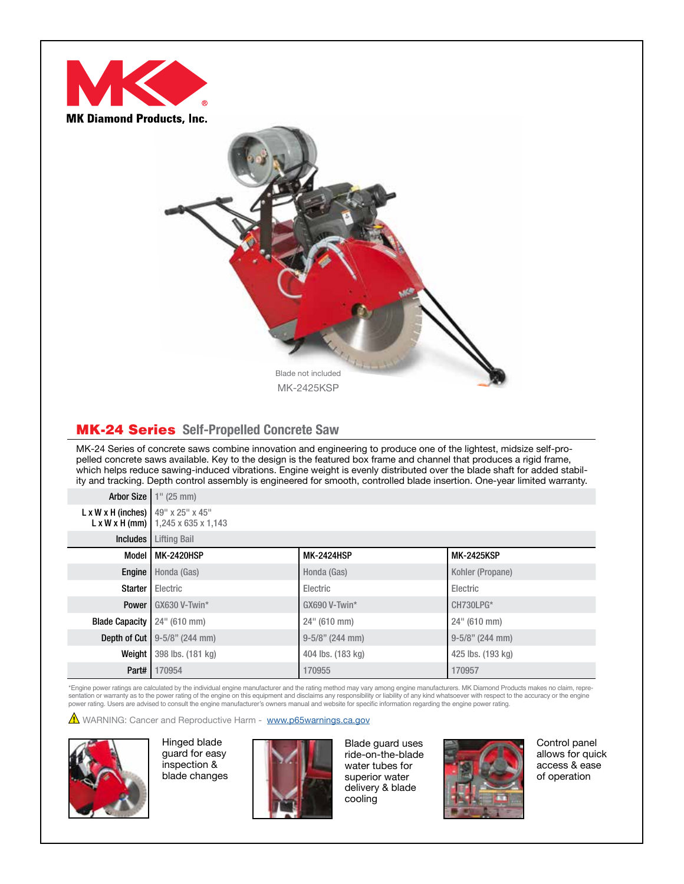MK Diamond Products, Inc.

Blade not included

MK-2425KSP

## MK-24 Series Self-Propelled Concrete Saw

MK-24 Series of concrete saws combine innovation and engineering to produce one of the lightest, midsize self-propelled concrete saws available. Key to the design is the featured box frame and channel that produces a rigid frame, which helps reduce sawing-induced vibrations. Engine weight is evenly distributed over the blade shaft for added stability and tracking. Depth control assembly is engineered for smooth, controlled blade insertion. One-year limited warranty.

| | |
|---|---|
| **Arbor Size** | 1" (25 mm) |
| **L x W x H (inches)** / **L x W x H (mm)** | 49" x 25" x 45" / 1,245 x 635 x 1,143 |
| **Includes** | Lifting Bail |

| **Model** | **MK-2420HSP** | **MK-2424HSP** | **MK-2425KSP** |
|---|---|---|---|
| **Engine** | Honda (Gas) | Honda (Gas) | Kohler (Propane) |
| **Starter** | Electric | Electric | Electric |
| **Power** | GX630 V-Twin* | GX690 V-Twin* | CH730LPG* |
| **Blade Capacity** | 24" (610 mm) | 24" (610 mm) | 24" (610 mm) |
| **Depth of Cut** | 9-5/8" (244 mm) | 9-5/8" (244 mm) | 9-5/8" (244 mm) |
| **Weight** | 398 lbs. (181 kg) | 404 lbs. (183 kg) | 425 lbs. (193 kg) |
| **Part#** | 170954 | 170955 | 170957 |

*Engine power ratings are calculated by the individual engine manufacturer and the rating method may vary among engine manufacturers. MK Diamond Products makes no claim, representation or warranty as to the power rating of the engine on this equipment and disclaims any responsibility or liability of any kind whatsoever with respect to the accuracy or the engine power rating. Users are advised to consult the engine manufacturer's owners manual and website for specific information regarding the engine power rating.

⚠ WARNING: Cancer and Reproductive Harm - www.p65warnings.ca.gov

Hinged blade guard for easy inspection & blade changes

Blade guard uses ride-on-the-blade water tubes for superior water delivery & blade cooling

Control panel allows for quick access & ease of operation